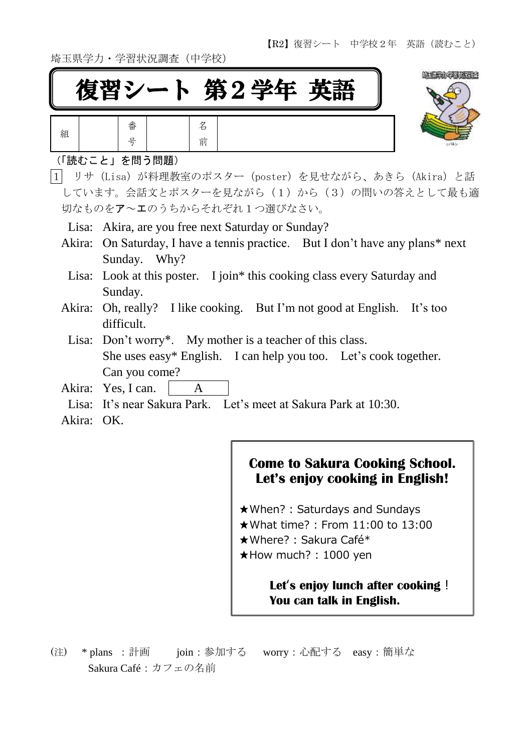埼玉県学力・学習状況調査（中学校）

# 復習シート 第２学年 英語

| 組 | | 番号 | | 名前 | |
|---|---|---|---|---|---|

（「読むこと」を問う問題）

1　リサ（Lisa）が料理教室のポスター（poster）を見せながら、あきら（Akira）と話しています。会話文とポスターを見ながら（１）から（３）の問いの答えとして最も適切なものを**ア**～**エ**のうちからそれぞれ１つ選びなさい。

Lisa: Akira, are you free next Saturday or Sunday?
Akira: On Saturday, I have a tennis practice.　But I don't have any plans* next Sunday.　Why?
Lisa: Look at this poster.　I join* this cooking class every Saturday and Sunday.
Akira: Oh, really?　I like cooking.　But I'm not good at English.　It's too difficult.
Lisa: Don't worry*.　My mother is a teacher of this class.
She uses easy* English.　I can help you too.　Let's cook together.
Can you come?
Akira: Yes, I can.　[ A ]
Lisa: It's near Sakura Park.　Let's meet at Sakura Park at 10:30.
Akira: OK.

> **Come to Sakura Cooking School.**
> **Let's enjoy cooking in English!**
>
> ★When? : Saturdays and Sundays
> ★What time? : From 11:00 to 13:00
> ★Where? : Sakura Café*
> ★How much? : 1000 yen
>
> **Let's enjoy lunch after cooking！**
> **You can talk in English.**

(注)　* plans ：計画　　join：参加する　　worry：心配する　easy：簡単な
Sakura Café：カフェの名前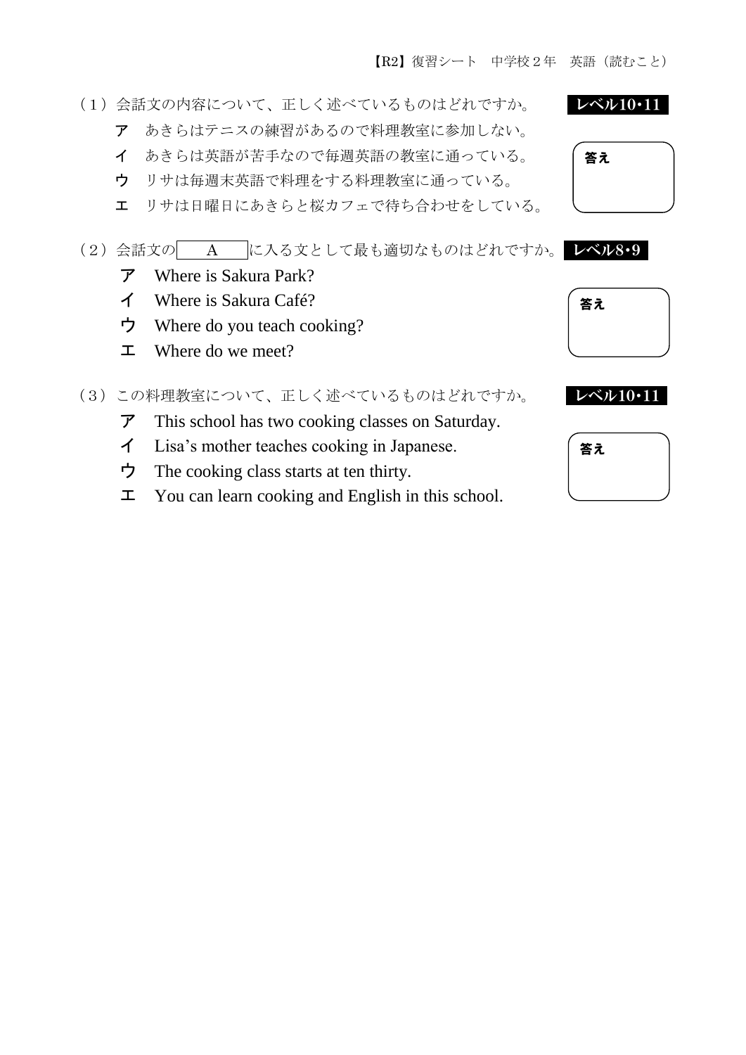（1）会話文の内容について、正しく述べているものはどれですか。 **レベル10・11**

ア　あきらはテニスの練習があるので料理教室に参加しない。
イ　あきらは英語が苦手なので毎週英語の教室に通っている。
ウ　リサは毎週末英語で料理をする料理教室に通っている。
エ　リサは日曜日にあきらと桜カフェで待ち合わせをしている。

**答え**

（2）会話文の［　A　］に入る文として最も適切なものはどれですか。 **レベル8・9**

ア　Where is Sakura Park?
イ　Where is Sakura Café?
ウ　Where do you teach cooking?
エ　Where do we meet?

**答え**

（3）この料理教室について、正しく述べているものはどれですか。 **レベル10・11**

ア　This school has two cooking classes on Saturday.
イ　Lisa's mother teaches cooking in Japanese.
ウ　The cooking class starts at ten thirty.
エ　You can learn cooking and English in this school.

**答え**